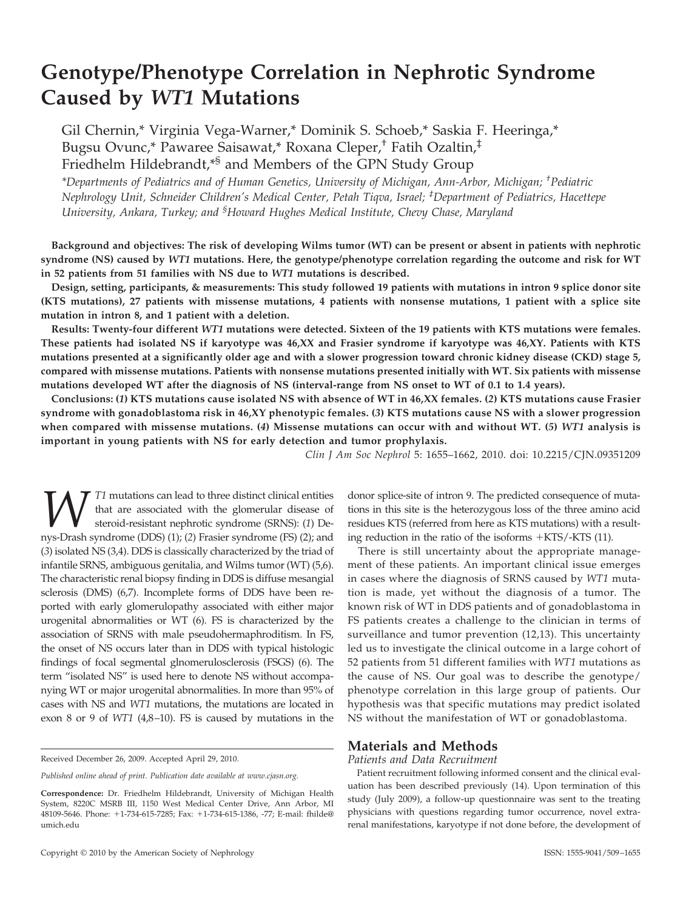# Genotype/Phenotype Correlation in Nephrotic Syndrome Caused by *WT1* Mutations

Gil Chernin,* Virginia Vega-Warner,* Dominik S. Schoeb,* Saskia F. Heeringa,* Bugsu Ovunc,* Pawaree Saisawat,* Roxana Cleper,† Fatih Ozaltin,‡ Friedhelm Hildebrandt,*§ and Members of the GPN Study Group

*\*Departments of Pediatrics and of Human Genetics, University of Michigan, Ann-Arbor, Michigan; †Pediatric Nephrology Unit, Schneider Children's Medical Center, Petah Tiqva, Israel; ‡Department of Pediatrics, Hacettepe University, Ankara, Turkey; and §Howard Hughes Medical Institute, Chevy Chase, Maryland*

**Background and objectives: The risk of developing Wilms tumor (WT) can be present or absent in patients with nephrotic syndrome (NS) caused by *WT1* mutations. Here, the genotype/phenotype correlation regarding the outcome and risk for WT in 52 patients from 51 families with NS due to *WT1* mutations is described.**

**Design, setting, participants, & measurements: This study followed 19 patients with mutations in intron 9 splice donor site (KTS mutations), 27 patients with missense mutations, 4 patients with nonsense mutations, 1 patient with a splice site mutation in intron 8, and 1 patient with a deletion.**

**Results: Twenty-four different *WT1* mutations were detected. Sixteen of the 19 patients with KTS mutations were females. These patients had isolated NS if karyotype was 46,XX and Frasier syndrome if karyotype was 46,XY. Patients with KTS mutations presented at a significantly older age and with a slower progression toward chronic kidney disease (CKD) stage 5, compared with missense mutations. Patients with nonsense mutations presented initially with WT. Six patients with missense mutations developed WT after the diagnosis of NS (interval-range from NS onset to WT of 0.1 to 1.4 years).**

**Conclusions: (*1*) KTS mutations cause isolated NS with absence of WT in 46,XX females. (*2*) KTS mutations cause Frasier syndrome with gonadoblastoma risk in 46,XY phenotypic females. (*3*) KTS mutations cause NS with a slower progression when compared with missense mutations. (*4*) Missense mutations can occur with and without WT. (*5*) *WT1* analysis is important in young patients with NS for early detection and tumor prophylaxis.**

*Clin J Am Soc Nephrol* 5: 1655–1662, 2010. doi: 10.2215/CJN.09351209

*WT1* mutations can lead to three distinct clinical entities that are associated with the glomerular disease of steroid-resistant nephrotic syndrome (SRNS): (*1*) Denys-Drash syndrome (DDS) (1); (*2*) Frasier syndrome (FS) (2); and (*3*) isolated NS (3,4). DDS is classically characterized by the triad of infantile SRNS, ambiguous genitalia, and Wilms tumor (WT) (5,6). The characteristic renal biopsy finding in DDS is diffuse mesangial sclerosis (DMS) (6,7). Incomplete forms of DDS have been reported with early glomerulopathy associated with either major urogenital abnormalities or WT (6). FS is characterized by the association of SRNS with male pseudohermaphroditism. In FS, the onset of NS occurs later than in DDS with typical histologic findings of focal segmental glnomerulosclerosis (FSGS) (6). The term "isolated NS" is used here to denote NS without accompanying WT or major urogenital abnormalities. In more than 95% of cases with NS and *WT1* mutations, the mutations are located in exon 8 or 9 of *WT1* (4,8–10). FS is caused by mutations in the donor splice-site of intron 9. The predicted consequence of mutations in this site is the heterozygous loss of the three amino acid residues KTS (referred from here as KTS mutations) with a resulting reduction in the ratio of the isoforms +KTS/-KTS (11).

There is still uncertainty about the appropriate management of these patients. An important clinical issue emerges in cases where the diagnosis of SRNS caused by *WT1* mutation is made, yet without the diagnosis of a tumor. The known risk of WT in DDS patients and of gonadoblastoma in FS patients creates a challenge to the clinician in terms of surveillance and tumor prevention (12,13). This uncertainty led us to investigate the clinical outcome in a large cohort of 52 patients from 51 different families with *WT1* mutations as the cause of NS. Our goal was to describe the genotype/phenotype correlation in this large group of patients. Our hypothesis was that specific mutations may predict isolated NS without the manifestation of WT or gonadoblastoma.

## Materials and Methods

### Patients and Data Recruitment

Patient recruitment following informed consent and the clinical evaluation has been described previously (14). Upon termination of this study (July 2009), a follow-up questionnaire was sent to the treating physicians with questions regarding tumor occurrence, novel extrarenal manifestations, karyotype if not done before, the development of

Received December 26, 2009. Accepted April 29, 2010.

*Published online ahead of print. Publication date available at www.cjasn.org.*

**Correspondence:** Dr. Friedhelm Hildebrandt, University of Michigan Health System, 8220C MSRB III, 1150 West Medical Center Drive, Ann Arbor, MI 48109-5646. Phone: +1-734-615-7285; Fax: +1-734-615-1386, -77; E-mail: fhilde@umich.edu

Copyright © 2010 by the American Society of Nephrology

ISSN: 1555-9041/509–1655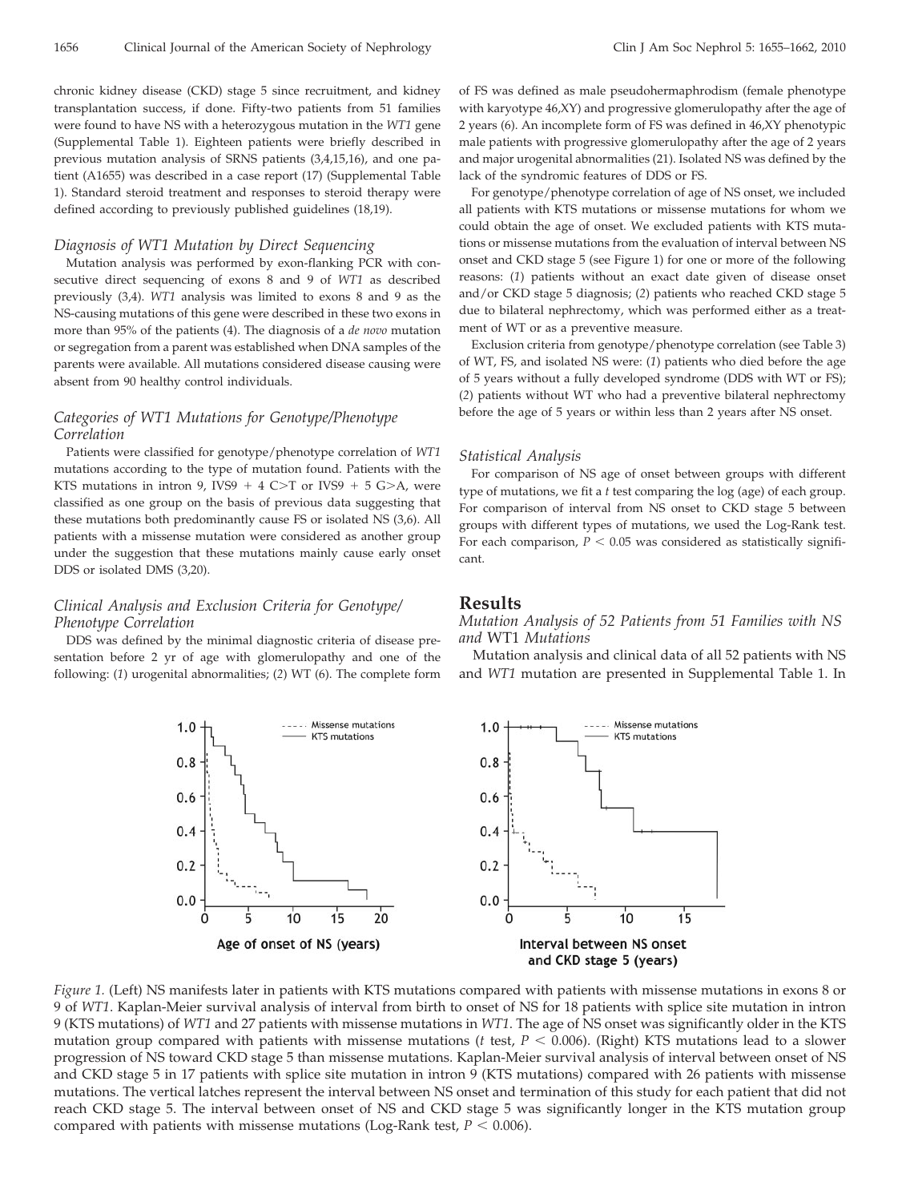chronic kidney disease (CKD) stage 5 since recruitment, and kidney transplantation success, if done. Fifty-two patients from 51 families were found to have NS with a heterozygous mutation in the *WT1* gene (Supplemental Table 1). Eighteen patients were briefly described in previous mutation analysis of SRNS patients (3,4,15,16), and one patient (A1655) was described in a case report (17) (Supplemental Table 1). Standard steroid treatment and responses to steroid therapy were defined according to previously published guidelines (18,19).

### *Diagnosis of WT1 Mutation by Direct Sequencing*

Mutation analysis was performed by exon-flanking PCR with consecutive direct sequencing of exons 8 and 9 of *WT1* as described previously (3,4). *WT1* analysis was limited to exons 8 and 9 as the NS-causing mutations of this gene were described in these two exons in more than 95% of the patients (4). The diagnosis of a *de novo* mutation or segregation from a parent was established when DNA samples of the parents were available. All mutations considered disease causing were absent from 90 healthy control individuals.

### *Categories of WT1 Mutations for Genotype/Phenotype Correlation*

Patients were classified for genotype/phenotype correlation of *WT1* mutations according to the type of mutation found. Patients with the KTS mutations in intron 9, IVS9 + 4 C>T or IVS9 + 5 G>A, were classified as one group on the basis of previous data suggesting that these mutations both predominantly cause FS or isolated NS (3,6). All patients with a missense mutation were considered as another group under the suggestion that these mutations mainly cause early onset DDS or isolated DMS (3,20).

### *Clinical Analysis and Exclusion Criteria for Genotype/Phenotype Correlation*

DDS was defined by the minimal diagnostic criteria of disease presentation before 2 yr of age with glomerulopathy and one of the following: (*1*) urogenital abnormalities; (*2*) WT (6). The complete form of FS was defined as male pseudohermaphrodism (female phenotype with karyotype 46,XY) and progressive glomerulopathy after the age of 2 years (6). An incomplete form of FS was defined in 46,XY phenotypic male patients with progressive glomerulopathy after the age of 2 years and major urogenital abnormalities (21). Isolated NS was defined by the lack of the syndromic features of DDS or FS.

For genotype/phenotype correlation of age of NS onset, we included all patients with KTS mutations or missense mutations for whom we could obtain the age of onset. We excluded patients with KTS mutations or missense mutations from the evaluation of interval between NS onset and CKD stage 5 (see Figure 1) for one or more of the following reasons: (*1*) patients without an exact date given of disease onset and/or CKD stage 5 diagnosis; (*2*) patients who reached CKD stage 5 due to bilateral nephrectomy, which was performed either as a treatment of WT or as a preventive measure.

Exclusion criteria from genotype/phenotype correlation (see Table 3) of WT, FS, and isolated NS were: (*1*) patients who died before the age of 5 years without a fully developed syndrome (DDS with WT or FS); (*2*) patients without WT who had a preventive bilateral nephrectomy before the age of 5 years or within less than 2 years after NS onset.

### *Statistical Analysis*

For comparison of NS age of onset between groups with different type of mutations, we fit a *t* test comparing the log (age) of each group. For comparison of interval from NS onset to CKD stage 5 between groups with different types of mutations, we used the Log-Rank test. For each comparison, $P < 0.05$ was considered as statistically significant.

## Results

### *Mutation Analysis of 52 Patients from 51 Families with NS and* WT1 *Mutations*

Mutation analysis and clinical data of all 52 patients with NS and *WT1* mutation are presented in Supplemental Table 1. In

*Figure 1.* (Left) NS manifests later in patients with KTS mutations compared with patients with missense mutations in exons 8 or 9 of *WT1*. Kaplan-Meier survival analysis of interval from birth to onset of NS for 18 patients with splice site mutation in intron 9 (KTS mutations) of *WT1* and 27 patients with missense mutations in *WT1*. The age of NS onset was significantly older in the KTS mutation group compared with patients with missense mutations (*t* test, $P < 0.006$). (Right) KTS mutations lead to a slower progression of NS toward CKD stage 5 than missense mutations. Kaplan-Meier survival analysis of interval between onset of NS and CKD stage 5 in 17 patients with splice site mutation in intron 9 (KTS mutations) compared with 26 patients with missense mutations. The vertical latches represent the interval between NS onset and termination of this study for each patient that did not reach CKD stage 5. The interval between onset of NS and CKD stage 5 was significantly longer in the KTS mutation group compared with patients with missense mutations (Log-Rank test, $P < 0.006$).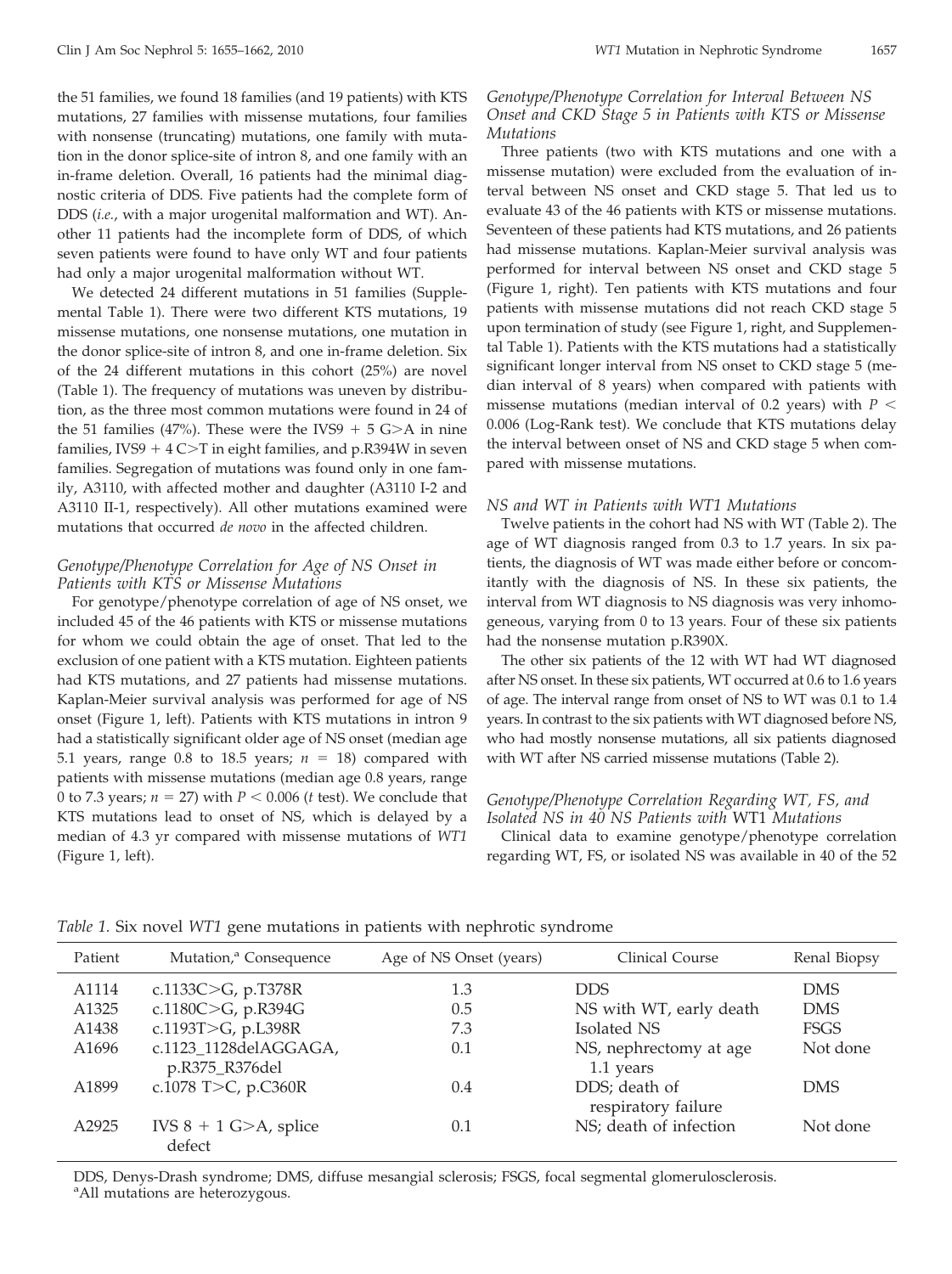the 51 families, we found 18 families (and 19 patients) with KTS mutations, 27 families with missense mutations, four families with nonsense (truncating) mutations, one family with mutation in the donor splice-site of intron 8, and one family with an in-frame deletion. Overall, 16 patients had the minimal diagnostic criteria of DDS. Five patients had the complete form of DDS (*i.e.*, with a major urogenital malformation and WT). Another 11 patients had the incomplete form of DDS, of which seven patients were found to have only WT and four patients had only a major urogenital malformation without WT.

We detected 24 different mutations in 51 families (Supplemental Table 1). There were two different KTS mutations, 19 missense mutations, one nonsense mutations, one mutation in the donor splice-site of intron 8, and one in-frame deletion. Six of the 24 different mutations in this cohort (25%) are novel (Table 1). The frequency of mutations was uneven by distribution, as the three most common mutations were found in 24 of the 51 families (47%). These were the IVS9 + 5 G>A in nine families, IVS9 + 4 C>T in eight families, and p.R394W in seven families. Segregation of mutations was found only in one family, A3110, with affected mother and daughter (A3110 I-2 and A3110 II-1, respectively). All other mutations examined were mutations that occurred *de novo* in the affected children.

### *Genotype/Phenotype Correlation for Age of NS Onset in Patients with KTS or Missense Mutations*

For genotype/phenotype correlation of age of NS onset, we included 45 of the 46 patients with KTS or missense mutations for whom we could obtain the age of onset. That led to the exclusion of one patient with a KTS mutation. Eighteen patients had KTS mutations, and 27 patients had missense mutations. Kaplan-Meier survival analysis was performed for age of NS onset (Figure 1, left). Patients with KTS mutations in intron 9 had a statistically significant older age of NS onset (median age 5.1 years, range 0.8 to 18.5 years; $n = 18$) compared with patients with missense mutations (median age 0.8 years, range 0 to 7.3 years; $n = 27$) with $P < 0.006$ (*t* test). We conclude that KTS mutations lead to onset of NS, which is delayed by a median of 4.3 yr compared with missense mutations of *WT1* (Figure 1, left).

### *Genotype/Phenotype Correlation for Interval Between NS Onset and CKD Stage 5 in Patients with KTS or Missense Mutations*

Three patients (two with KTS mutations and one with a missense mutation) were excluded from the evaluation of interval between NS onset and CKD stage 5. That led us to evaluate 43 of the 46 patients with KTS or missense mutations. Seventeen of these patients had KTS mutations, and 26 patients had missense mutations. Kaplan-Meier survival analysis was performed for interval between NS onset and CKD stage 5 (Figure 1, right). Ten patients with KTS mutations and four patients with missense mutations did not reach CKD stage 5 upon termination of study (see Figure 1, right, and Supplemental Table 1). Patients with the KTS mutations had a statistically significant longer interval from NS onset to CKD stage 5 (median interval of 8 years) when compared with patients with missense mutations (median interval of 0.2 years) with $P < 0.006$ (Log-Rank test). We conclude that KTS mutations delay the interval between onset of NS and CKD stage 5 when compared with missense mutations.

### *NS and WT in Patients with WT1 Mutations*

Twelve patients in the cohort had NS with WT (Table 2). The age of WT diagnosis ranged from 0.3 to 1.7 years. In six patients, the diagnosis of WT was made either before or concomitantly with the diagnosis of NS. In these six patients, the interval from WT diagnosis to NS diagnosis was very inhomogeneous, varying from 0 to 13 years. Four of these six patients had the nonsense mutation p.R390X.

The other six patients of the 12 with WT had WT diagnosed after NS onset. In these six patients, WT occurred at 0.6 to 1.6 years of age. The interval range from onset of NS to WT was 0.1 to 1.4 years. In contrast to the six patients with WT diagnosed before NS, who had mostly nonsense mutations, all six patients diagnosed with WT after NS carried missense mutations (Table 2).

### *Genotype/Phenotype Correlation Regarding WT, FS, and Isolated NS in 40 NS Patients with* WT1 *Mutations*

Clinical data to examine genotype/phenotype correlation regarding WT, FS, or isolated NS was available in 40 of the 52

*Table 1.* Six novel *WT1* gene mutations in patients with nephrotic syndrome

| Patient | Mutation,[a] Consequence | Age of NS Onset (years) | Clinical Course | Renal Biopsy |
|---|---|---|---|---|
| A1114 | c.1133C>G, p.T378R | 1.3 | DDS | DMS |
| A1325 | c.1180C>G, p.R394G | 0.5 | NS with WT, early death | DMS |
| A1438 | c.1193T>G, p.L398R | 7.3 | Isolated NS | FSGS |
| A1696 | c.1123_1128delAGGAGA, p.R375_R376del | 0.1 | NS, nephrectomy at age 1.1 years | Not done |
| A1899 | c.1078 T>C, p.C360R | 0.4 | DDS; death of respiratory failure | DMS |
| A2925 | IVS 8 + 1 G>A, splice defect | 0.1 | NS; death of infection | Not done |

DDS, Denys-Drash syndrome; DMS, diffuse mesangial sclerosis; FSGS, focal segmental glomerulosclerosis.
[a]All mutations are heterozygous.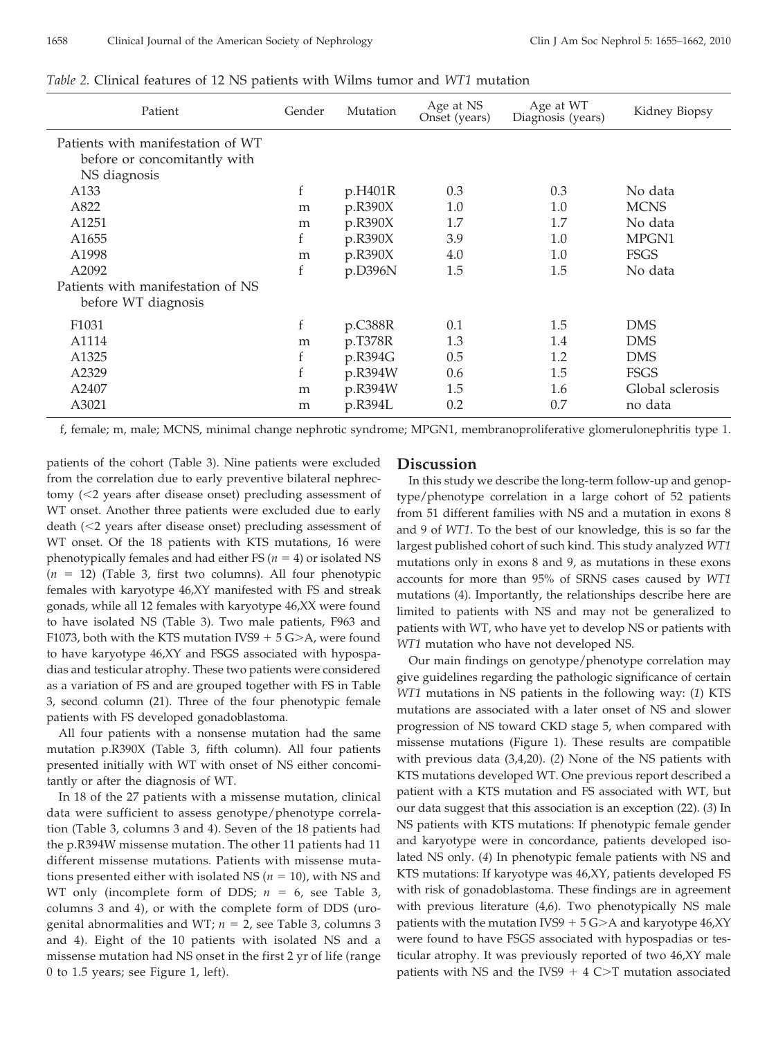*Table 2.* Clinical features of 12 NS patients with Wilms tumor and *WT1* mutation

| Patient | Gender | Mutation | Age at NS Onset (years) | Age at WT Diagnosis (years) | Kidney Biopsy |
|---|---|---|---|---|---|
| Patients with manifestation of WT before or concomitantly with NS diagnosis | | | | | |
| A133 | f | p.H401R | 0.3 | 0.3 | No data |
| A822 | m | p.R390X | 1.0 | 1.0 | MCNS |
| A1251 | m | p.R390X | 1.7 | 1.7 | No data |
| A1655 | f | p.R390X | 3.9 | 1.0 | MPGN1 |
| A1998 | m | p.R390X | 4.0 | 1.0 | FSGS |
| A2092 | f | p.D396N | 1.5 | 1.5 | No data |
| Patients with manifestation of NS before WT diagnosis | | | | | |
| F1031 | f | p.C388R | 0.1 | 1.5 | DMS |
| A1114 | m | p.T378R | 1.3 | 1.4 | DMS |
| A1325 | f | p.R394G | 0.5 | 1.2 | DMS |
| A2329 | f | p.R394W | 0.6 | 1.5 | FSGS |
| A2407 | m | p.R394W | 1.5 | 1.6 | Global sclerosis |
| A3021 | m | p.R394L | 0.2 | 0.7 | no data |

f, female; m, male; MCNS, minimal change nephrotic syndrome; MPGN1, membranoproliferative glomerulonephritis type 1.

patients of the cohort (Table 3). Nine patients were excluded from the correlation due to early preventive bilateral nephrectomy (<2 years after disease onset) precluding assessment of WT onset. Another three patients were excluded due to early death (<2 years after disease onset) precluding assessment of WT onset. Of the 18 patients with KTS mutations, 16 were phenotypically females and had either FS ($n = 4$) or isolated NS ($n = 12$) (Table 3, first two columns). All four phenotypic females with karyotype 46,XY manifested with FS and streak gonads, while all 12 females with karyotype 46,XX were found to have isolated NS (Table 3). Two male patients, F963 and F1073, both with the KTS mutation IVS9 + 5 G>A, were found to have karyotype 46,XY and FSGS associated with hypospadias and testicular atrophy. These two patients were considered as a variation of FS and are grouped together with FS in Table 3, second column (21). Three of the four phenotypic female patients with FS developed gonadoblastoma.

All four patients with a nonsense mutation had the same mutation p.R390X (Table 3, fifth column). All four patients presented initially with WT with onset of NS either concomitantly or after the diagnosis of WT.

In 18 of the 27 patients with a missense mutation, clinical data were sufficient to assess genotype/phenotype correlation (Table 3, columns 3 and 4). Seven of the 18 patients had the p.R394W missense mutation. The other 11 patients had 11 different missense mutations. Patients with missense mutations presented either with isolated NS ($n = 10$), with NS and WT only (incomplete form of DDS; $n = 6$, see Table 3, columns 3 and 4), or with the complete form of DDS (urogenital abnormalities and WT; $n = 2$, see Table 3, columns 3 and 4). Eight of the 10 patients with isolated NS and a missense mutation had NS onset in the first 2 yr of life (range 0 to 1.5 years; see Figure 1, left).

## Discussion

In this study we describe the long-term follow-up and genoptype/phenotype correlation in a large cohort of 52 patients from 51 different families with NS and a mutation in exons 8 and 9 of *WT1*. To the best of our knowledge, this is so far the largest published cohort of such kind. This study analyzed *WT1* mutations only in exons 8 and 9, as mutations in these exons accounts for more than 95% of SRNS cases caused by *WT1* mutations (4). Importantly, the relationships describe here are limited to patients with NS and may not be generalized to patients with WT, who have yet to develop NS or patients with *WT1* mutation who have not developed NS.

Our main findings on genotype/phenotype correlation may give guidelines regarding the pathologic significance of certain *WT1* mutations in NS patients in the following way: (*1*) KTS mutations are associated with a later onset of NS and slower progression of NS toward CKD stage 5, when compared with missense mutations (Figure 1). These results are compatible with previous data (3,4,20). (*2*) None of the NS patients with KTS mutations developed WT. One previous report described a patient with a KTS mutation and FS associated with WT, but our data suggest that this association is an exception (22). (*3*) In NS patients with KTS mutations: If phenotypic female gender and karyotype were in concordance, patients developed isolated NS only. (*4*) In phenotypic female patients with NS and KTS mutations: If karyotype was 46,XY, patients developed FS with risk of gonadoblastoma. These findings are in agreement with previous literature (4,6). Two phenotypically NS male patients with the mutation IVS9 + 5 G>A and karyotype 46,XY were found to have FSGS associated with hypospadias or testicular atrophy. It was previously reported of two 46,XY male patients with NS and the IVS9 + 4 C>T mutation associated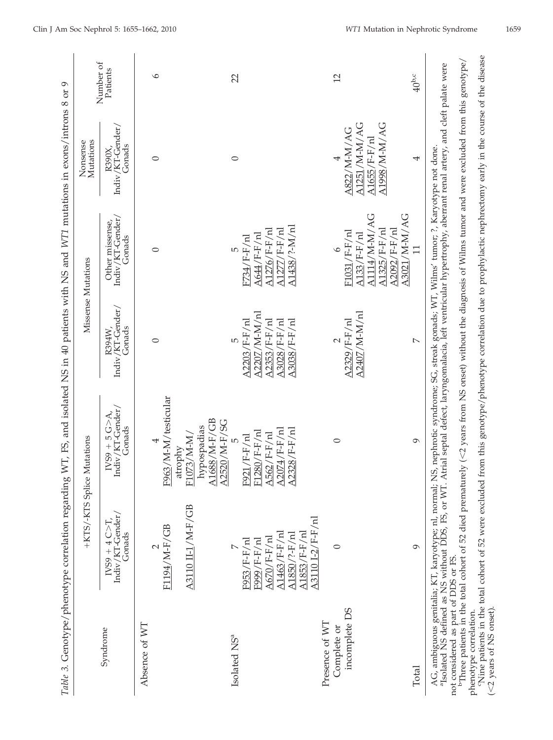*Table 3.* Genotype/phenotype correlation regarding WT, FS, and isolated NS in 40 patients with NS and *WT1* mutations in exons/introns 8 or 9

| Syndrome | +KTS/-KTS Splice Mutations | | Missense Mutations | | Nonsense Mutations | Number of Patients |
|---|---|---|---|---|---|---|
| | IVS9 + 4 C>T, Indiv/KT-Gender/Gonads | IVS9 + 5 G>A, Indiv/KT-Gender/Gonads | R394W, Indiv/KT-Gender/Gonads | Other missense, Indiv/KT-Gender/Gonads | R390X, Indiv/KT-Gender/Gonads | |
| Absence of WT | | | | | | |
| | 2<br>F1194/M-F/GB<br>A3110 II-1/M-F/GB | 4<br>F963/M-M/testicular atrophy<br>F1073/M-M/hypospadias<br>A1688/M-F/GB<br>A2520/M-F/SG | 0 | 0 | 0 | 6 |
| Isolated NS[a] | 7<br>F953/F-F/nl<br>F999/F-F/nl<br>A670/F-F/nl<br>A1463/F-F/nl<br>A1850/?-F/nl<br>A1853/F-F/nl<br>A3110 I-2/F-F/nl | 5<br>F921/F-F/nl<br>F1280/F-F/nl<br>A562/F-F/nl<br>A2074/F-F/nl<br>A2328/F-F/nl | 5<br>A2203/F-F/nl<br>A2207/M-M/nl<br>A2353/F-F/nl<br>A3028/F-F/nl<br>A3038/F-F/nl | 5<br>F734/F-F/nl<br>A644/F-F/nl<br>A1276/F-F/nl<br>A1277/F-F/nl<br>A1438/?-M/nl | 0 | 22 |
| Presence of WT Complete or incomplete DS | 0 | 0 | 2<br>A2329/F-F/nl<br>A2407/M-M/nl | 6<br>F1031/F-F/nl<br>A133/F-F/nl<br>A1114/M-M/AG<br>A1325/F-F/nl<br>A2092/F-F/nl<br>A3021/M-M/AG | 4<br>A822/M-M/AG<br>A1251/M-M/AG<br>A1655/F-F/nl<br>A1998/M-M/AG | 12 |
| Total | 9 | 9 | 7 | 11 | 4 | 40[b,c] |

AG, ambiguous genitalia; KT, karyotype; nl, normal; NS, nephrotic syndrome; SG, streak gonads; WT, Wilms' tumor; ?, Karyotype not done.

[a]Isolated NS defined as NS without DDS, FS, or WT. Atrial septal defect, laryngomalacia, left ventricular hypertrophy, aberrant renal artery, and cleft palate were not considered as part of DDS or FS.

[b]Three patients in the total cohort of 52 died prematurely (<2 years from NS onset) without the diagnosis of Wilms tumor and were excluded from this genotype/phenotype correlation.

[c]Nine patients in the total cohort of 52 were excluded from this genotype/phenotype correlation due to prophylactic nephrectomy early in the course of the disease (<2 years of NS onset).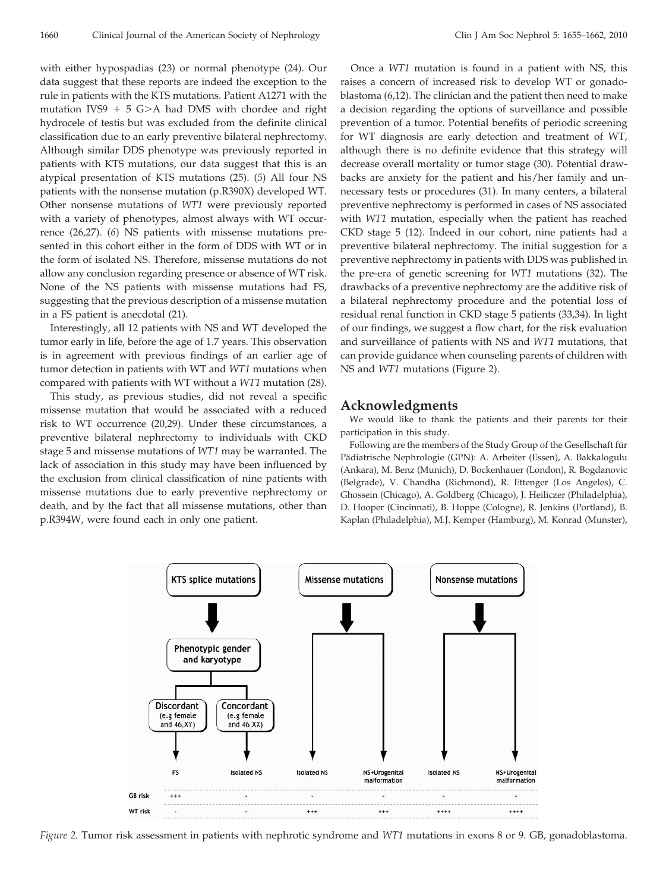with either hypospadias (23) or normal phenotype (24). Our data suggest that these reports are indeed the exception to the rule in patients with the KTS mutations. Patient A1271 with the mutation IVS9 + 5 G>A had DMS with chordee and right hydrocele of testis but was excluded from the definite clinical classification due to an early preventive bilateral nephrectomy. Although similar DDS phenotype was previously reported in patients with KTS mutations, our data suggest that this is an atypical presentation of KTS mutations (25). (*5*) All four NS patients with the nonsense mutation (p.R390X) developed WT. Other nonsense mutations of *WT1* were previously reported with a variety of phenotypes, almost always with WT occurrence (26,27). (*6*) NS patients with missense mutations presented in this cohort either in the form of DDS with WT or in the form of isolated NS. Therefore, missense mutations do not allow any conclusion regarding presence or absence of WT risk. None of the NS patients with missense mutations had FS, suggesting that the previous description of a missense mutation in a FS patient is anecdotal (21).

Interestingly, all 12 patients with NS and WT developed the tumor early in life, before the age of 1.7 years. This observation is in agreement with previous findings of an earlier age of tumor detection in patients with WT and *WT1* mutations when compared with patients with WT without a *WT1* mutation (28).

This study, as previous studies, did not reveal a specific missense mutation that would be associated with a reduced risk to WT occurrence (20,29). Under these circumstances, a preventive bilateral nephrectomy to individuals with CKD stage 5 and missense mutations of *WT1* may be warranted. The lack of association in this study may have been influenced by the exclusion from clinical classification of nine patients with missense mutations due to early preventive nephrectomy or death, and by the fact that all missense mutations, other than p.R394W, were found each in only one patient.

Once a *WT1* mutation is found in a patient with NS, this raises a concern of increased risk to develop WT or gonadoblastoma (6,12). The clinician and the patient then need to make a decision regarding the options of surveillance and possible prevention of a tumor. Potential benefits of periodic screening for WT diagnosis are early detection and treatment of WT, although there is no definite evidence that this strategy will decrease overall mortality or tumor stage (30). Potential drawbacks are anxiety for the patient and his/her family and unnecessary tests or procedures (31). In many centers, a bilateral preventive nephrectomy is performed in cases of NS associated with *WT1* mutation, especially when the patient has reached CKD stage 5 (12). Indeed in our cohort, nine patients had a preventive bilateral nephrectomy. The initial suggestion for a preventive nephrectomy in patients with DDS was published in the pre-era of genetic screening for *WT1* mutations (32). The drawbacks of a preventive nephrectomy are the additive risk of a bilateral nephrectomy procedure and the potential loss of residual renal function in CKD stage 5 patients (33,34). In light of our findings, we suggest a flow chart, for the risk evaluation and surveillance of patients with NS and *WT1* mutations, that can provide guidance when counseling parents of children with NS and *WT1* mutations (Figure 2).

## Acknowledgments

We would like to thank the patients and their parents for their participation in this study.

Following are the members of the Study Group of the Gesellschaft für Pädiatrische Nephrologie (GPN): A. Arbeiter (Essen), A. Bakkalogulu (Ankara), M. Benz (Munich), D. Bockenhauer (London), R. Bogdanovic (Belgrade), V. Chandha (Richmond), R. Ettenger (Los Angeles), C. Ghossein (Chicago), A. Goldberg (Chicago), J. Heiliczer (Philadelphia), D. Hooper (Cincinnati), B. Hoppe (Cologne), R. Jenkins (Portland), B. Kaplan (Philadelphia), M.J. Kemper (Hamburg), M. Konrad (Munster),

| | KTS splice mutations: Phenotypic gender and karyotype — Discordant (e.g female and 46,XY) | KTS splice mutations: Phenotypic gender and karyotype — Concordant (e.g female and 46,XX) | Missense mutations | | Nonsense mutations | |
|---|---|---|---|---|---|---|
| | FS | Isolated NS | Isolated NS | NS+Urogenital malformation | Isolated NS | NS+Urogenital malformation |
| GB risk | +++ | - | - | - | - | - |
| WT risk | - | - | +++ | +++ | ++++ | ++++ |

*Figure 2.* Tumor risk assessment in patients with nephrotic syndrome and *WT1* mutations in exons 8 or 9. GB, gonadoblastoma.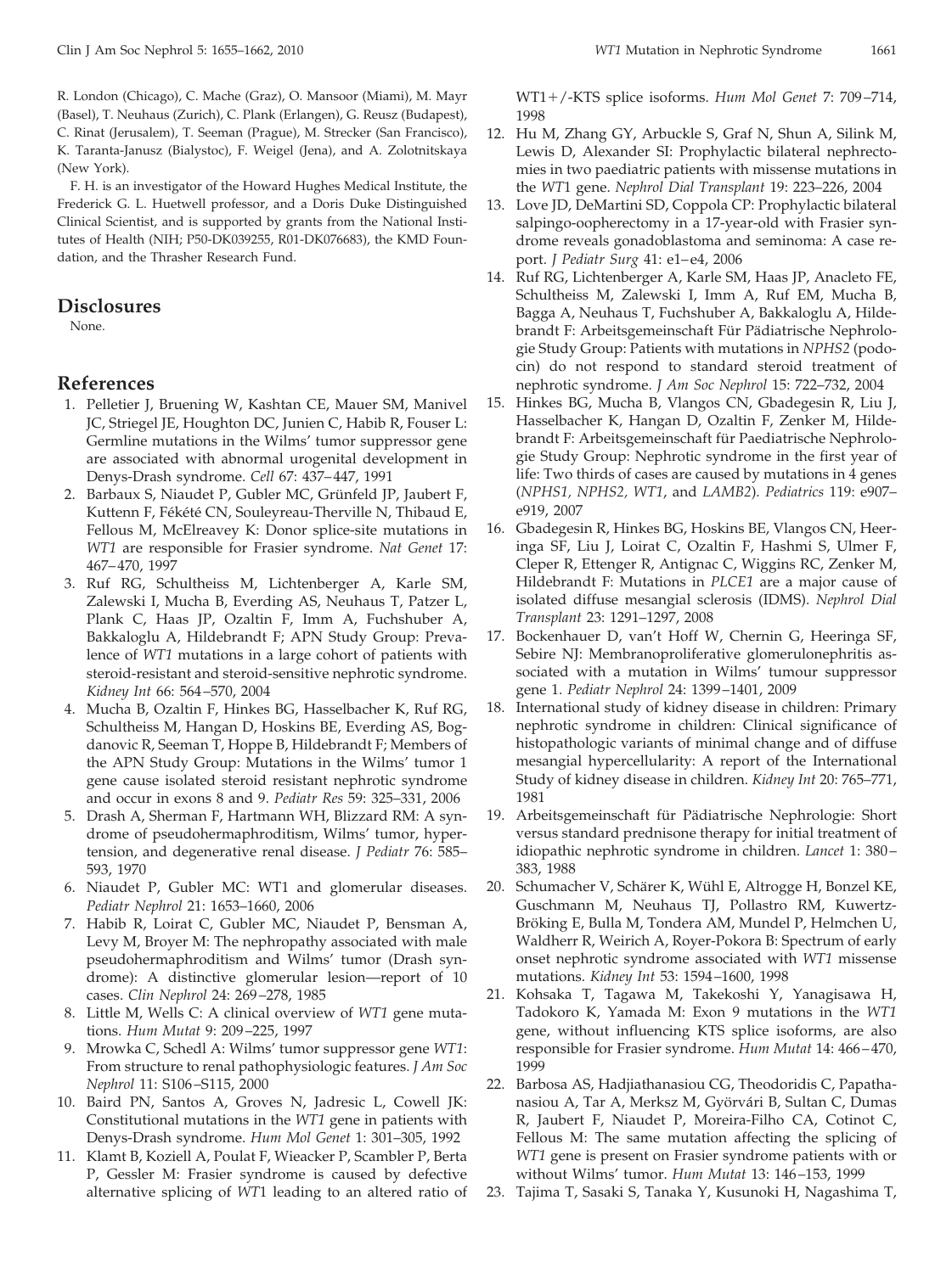R. London (Chicago), C. Mache (Graz), O. Mansoor (Miami), M. Mayr (Basel), T. Neuhaus (Zurich), C. Plank (Erlangen), G. Reusz (Budapest), C. Rinat (Jerusalem), T. Seeman (Prague), M. Strecker (San Francisco), K. Taranta-Janusz (Bialystoc), F. Weigel (Jena), and A. Zolotnitskaya (New York).

F. H. is an investigator of the Howard Hughes Medical Institute, the Frederick G. L. Huetwell professor, and a Doris Duke Distinguished Clinical Scientist, and is supported by grants from the National Institutes of Health (NIH; P50-DK039255, R01-DK076683), the KMD Foundation, and the Thrasher Research Fund.

## Disclosures

None.

## References

1. Pelletier J, Bruening W, Kashtan CE, Mauer SM, Manivel JC, Striegel JE, Houghton DC, Junien C, Habib R, Fouser L: Germline mutations in the Wilms' tumor suppressor gene are associated with abnormal urogenital development in Denys-Drash syndrome. *Cell* 67: 437–447, 1991
2. Barbaux S, Niaudet P, Gubler MC, Grünfeld JP, Jaubert F, Kuttenn F, Fékété CN, Souleyreau-Therville N, Thibaud E, Fellous M, McElreavey K: Donor splice-site mutations in *WT1* are responsible for Frasier syndrome. *Nat Genet* 17: 467–470, 1997
3. Ruf RG, Schultheiss M, Lichtenberger A, Karle SM, Zalewski I, Mucha B, Everding AS, Neuhaus T, Patzer L, Plank C, Haas JP, Ozaltin F, Imm A, Fuchshuber A, Bakkaloglu A, Hildebrandt F; APN Study Group: Prevalence of *WT1* mutations in a large cohort of patients with steroid-resistant and steroid-sensitive nephrotic syndrome. *Kidney Int* 66: 564–570, 2004
4. Mucha B, Ozaltin F, Hinkes BG, Hasselbacher K, Ruf RG, Schultheiss M, Hangan D, Hoskins BE, Everding AS, Bogdanovic R, Seeman T, Hoppe B, Hildebrandt F; Members of the APN Study Group: Mutations in the Wilms' tumor 1 gene cause isolated steroid resistant nephrotic syndrome and occur in exons 8 and 9. *Pediatr Res* 59: 325–331, 2006
5. Drash A, Sherman F, Hartmann WH, Blizzard RM: A syndrome of pseudohermaphroditism, Wilms' tumor, hypertension, and degenerative renal disease. *J Pediatr* 76: 585–593, 1970
6. Niaudet P, Gubler MC: WT1 and glomerular diseases. *Pediatr Nephrol* 21: 1653–1660, 2006
7. Habib R, Loirat C, Gubler MC, Niaudet P, Bensman A, Levy M, Broyer M: The nephropathy associated with male pseudohermaphroditism and Wilms' tumor (Drash syndrome): A distinctive glomerular lesion—report of 10 cases. *Clin Nephrol* 24: 269–278, 1985
8. Little M, Wells C: A clinical overview of *WT1* gene mutations. *Hum Mutat* 9: 209–225, 1997
9. Mrowka C, Schedl A: Wilms' tumor suppressor gene *WT1*: From structure to renal pathophysiologic features. *J Am Soc Nephrol* 11: S106–S115, 2000
10. Baird PN, Santos A, Groves N, Jadresic L, Cowell JK: Constitutional mutations in the *WT1* gene in patients with Denys-Drash syndrome. *Hum Mol Genet* 1: 301–305, 1992
11. Klamt B, Koziell A, Poulat F, Wieacker P, Scambler P, Berta P, Gessler M: Frasier syndrome is caused by defective alternative splicing of *WT*1 leading to an altered ratio of WT1+/-KTS splice isoforms. *Hum Mol Genet* 7: 709–714, 1998
12. Hu M, Zhang GY, Arbuckle S, Graf N, Shun A, Silink M, Lewis D, Alexander SI: Prophylactic bilateral nephrectomies in two paediatric patients with missense mutations in the *WT*1 gene. *Nephrol Dial Transplant* 19: 223–226, 2004
13. Love JD, DeMartini SD, Coppola CP: Prophylactic bilateral salpingo-oopherectomy in a 17-year-old with Frasier syndrome reveals gonadoblastoma and seminoma: A case report. *J Pediatr Surg* 41: e1–e4, 2006
14. Ruf RG, Lichtenberger A, Karle SM, Haas JP, Anacleto FE, Schultheiss M, Zalewski I, Imm A, Ruf EM, Mucha B, Bagga A, Neuhaus T, Fuchshuber A, Bakkaloglu A, Hildebrandt F: Arbeitsgemeinschaft Für Pädiatrische Nephrologie Study Group: Patients with mutations in *NPHS2* (podocin) do not respond to standard steroid treatment of nephrotic syndrome. *J Am Soc Nephrol* 15: 722–732, 2004
15. Hinkes BG, Mucha B, Vlangos CN, Gbadegesin R, Liu J, Hasselbacher K, Hangan D, Ozaltin F, Zenker M, Hildebrandt F: Arbeitsgemeinschaft für Paediatrische Nephrologie Study Group: Nephrotic syndrome in the first year of life: Two thirds of cases are caused by mutations in 4 genes (*NPHS1, NPHS2, WT1*, and *LAMB2*). *Pediatrics* 119: e907–e919, 2007
16. Gbadegesin R, Hinkes BG, Hoskins BE, Vlangos CN, Heeringa SF, Liu J, Loirat C, Ozaltin F, Hashmi S, Ulmer F, Cleper R, Ettenger R, Antignac C, Wiggins RC, Zenker M, Hildebrandt F: Mutations in *PLCE1* are a major cause of isolated diffuse mesangial sclerosis (IDMS). *Nephrol Dial Transplant* 23: 1291–1297, 2008
17. Bockenhauer D, van't Hoff W, Chernin G, Heeringa SF, Sebire NJ: Membranoproliferative glomerulonephritis associated with a mutation in Wilms' tumour suppressor gene 1. *Pediatr Nephrol* 24: 1399–1401, 2009
18. International study of kidney disease in children: Primary nephrotic syndrome in children: Clinical significance of histopathologic variants of minimal change and of diffuse mesangial hypercellularity: A report of the International Study of kidney disease in children. *Kidney Int* 20: 765–771, 1981
19. Arbeitsgemeinschaft für Pädiatrische Nephrologie: Short versus standard prednisone therapy for initial treatment of idiopathic nephrotic syndrome in children. *Lancet* 1: 380–383, 1988
20. Schumacher V, Schärer K, Wühl E, Altrogge H, Bonzel KE, Guschmann M, Neuhaus TJ, Pollastro RM, Kuwertz-Bröking E, Bulla M, Tondera AM, Mundel P, Helmchen U, Waldherr R, Weirich A, Royer-Pokora B: Spectrum of early onset nephrotic syndrome associated with *WT1* missense mutations. *Kidney Int* 53: 1594–1600, 1998
21. Kohsaka T, Tagawa M, Takekoshi Y, Yanagisawa H, Tadokoro K, Yamada M: Exon 9 mutations in the *WT1* gene, without influencing KTS splice isoforms, are also responsible for Frasier syndrome. *Hum Mutat* 14: 466–470, 1999
22. Barbosa AS, Hadjiathanasiou CG, Theodoridis C, Papathanasiou A, Tar A, Merksz M, Györvári B, Sultan C, Dumas R, Jaubert F, Niaudet P, Moreira-Filho CA, Cotinot C, Fellous M: The same mutation affecting the splicing of *WT1* gene is present on Frasier syndrome patients with or without Wilms' tumor. *Hum Mutat* 13: 146–153, 1999
23. Tajima T, Sasaki S, Tanaka Y, Kusunoki H, Nagashima T,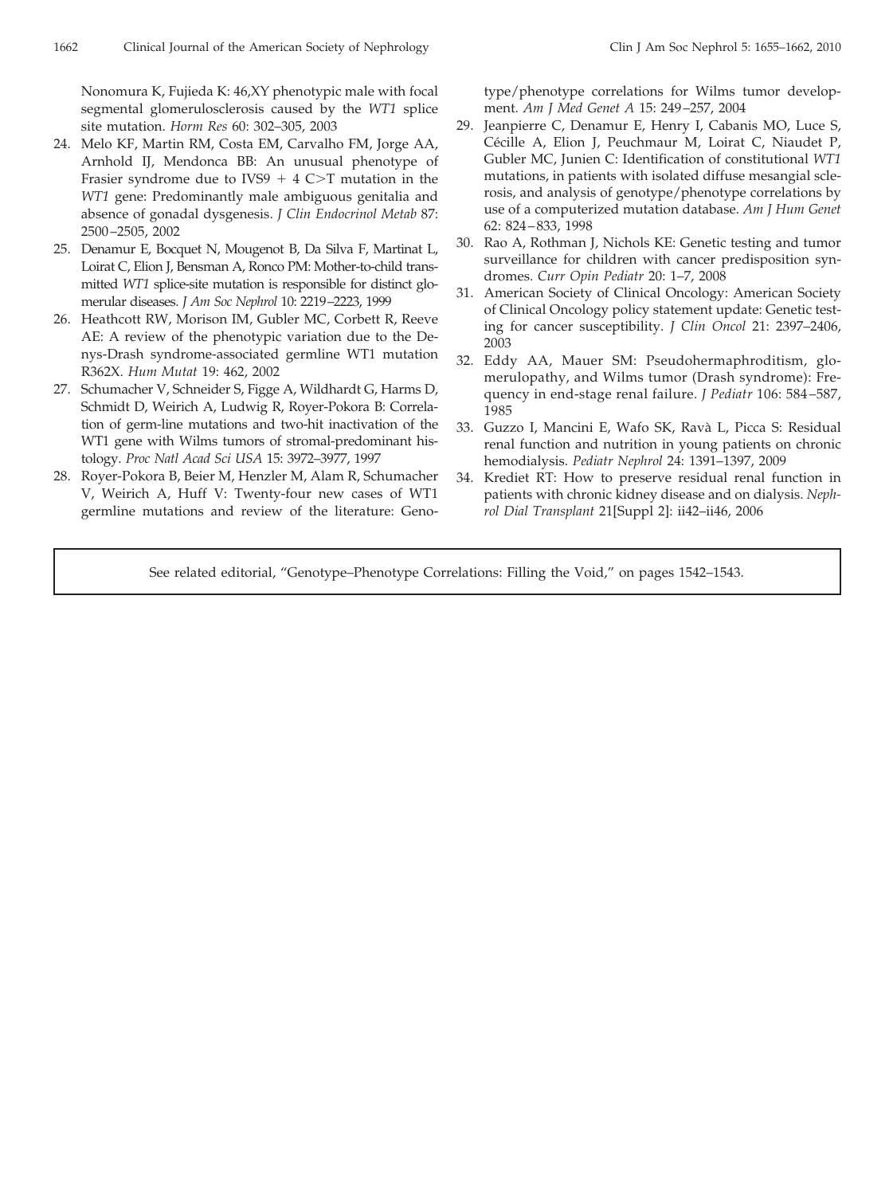Nonomura K, Fujieda K: 46,XY phenotypic male with focal segmental glomerulosclerosis caused by the *WT1* splice site mutation. *Horm Res* 60: 302–305, 2003

24. Melo KF, Martin RM, Costa EM, Carvalho FM, Jorge AA, Arnhold IJ, Mendonca BB: An unusual phenotype of Frasier syndrome due to IVS9 + 4 C>T mutation in the *WT1* gene: Predominantly male ambiguous genitalia and absence of gonadal dysgenesis. *J Clin Endocrinol Metab* 87: 2500–2505, 2002
25. Denamur E, Bocquet N, Mougenot B, Da Silva F, Martinat L, Loirat C, Elion J, Bensman A, Ronco PM: Mother-to-child transmitted *WT1* splice-site mutation is responsible for distinct glomerular diseases. *J Am Soc Nephrol* 10: 2219–2223, 1999
26. Heathcott RW, Morison IM, Gubler MC, Corbett R, Reeve AE: A review of the phenotypic variation due to the Denys-Drash syndrome-associated germline WT1 mutation R362X. *Hum Mutat* 19: 462, 2002
27. Schumacher V, Schneider S, Figge A, Wildhardt G, Harms D, Schmidt D, Weirich A, Ludwig R, Royer-Pokora B: Correlation of germ-line mutations and two-hit inactivation of the WT1 gene with Wilms tumors of stromal-predominant histology. *Proc Natl Acad Sci USA* 15: 3972–3977, 1997
28. Royer-Pokora B, Beier M, Henzler M, Alam R, Schumacher V, Weirich A, Huff V: Twenty-four new cases of WT1 germline mutations and review of the literature: Genotype/phenotype correlations for Wilms tumor development. *Am J Med Genet A* 15: 249–257, 2004
29. Jeanpierre C, Denamur E, Henry I, Cabanis MO, Luce S, Cécille A, Elion J, Peuchmaur M, Loirat C, Niaudet P, Gubler MC, Junien C: Identification of constitutional *WT1* mutations, in patients with isolated diffuse mesangial sclerosis, and analysis of genotype/phenotype correlations by use of a computerized mutation database. *Am J Hum Genet* 62: 824–833, 1998
30. Rao A, Rothman J, Nichols KE: Genetic testing and tumor surveillance for children with cancer predisposition syndromes. *Curr Opin Pediatr* 20: 1–7, 2008
31. American Society of Clinical Oncology: American Society of Clinical Oncology policy statement update: Genetic testing for cancer susceptibility. *J Clin Oncol* 21: 2397–2406, 2003
32. Eddy AA, Mauer SM: Pseudohermaphroditism, glomerulopathy, and Wilms tumor (Drash syndrome): Frequency in end-stage renal failure. *J Pediatr* 106: 584–587, 1985
33. Guzzo I, Mancini E, Wafo SK, Ravà L, Picca S: Residual renal function and nutrition in young patients on chronic hemodialysis. *Pediatr Nephrol* 24: 1391–1397, 2009
34. Krediet RT: How to preserve residual renal function in patients with chronic kidney disease and on dialysis. *Nephrol Dial Transplant* 21[Suppl 2]: ii42–ii46, 2006

See related editorial, "Genotype–Phenotype Correlations: Filling the Void," on pages 1542–1543.